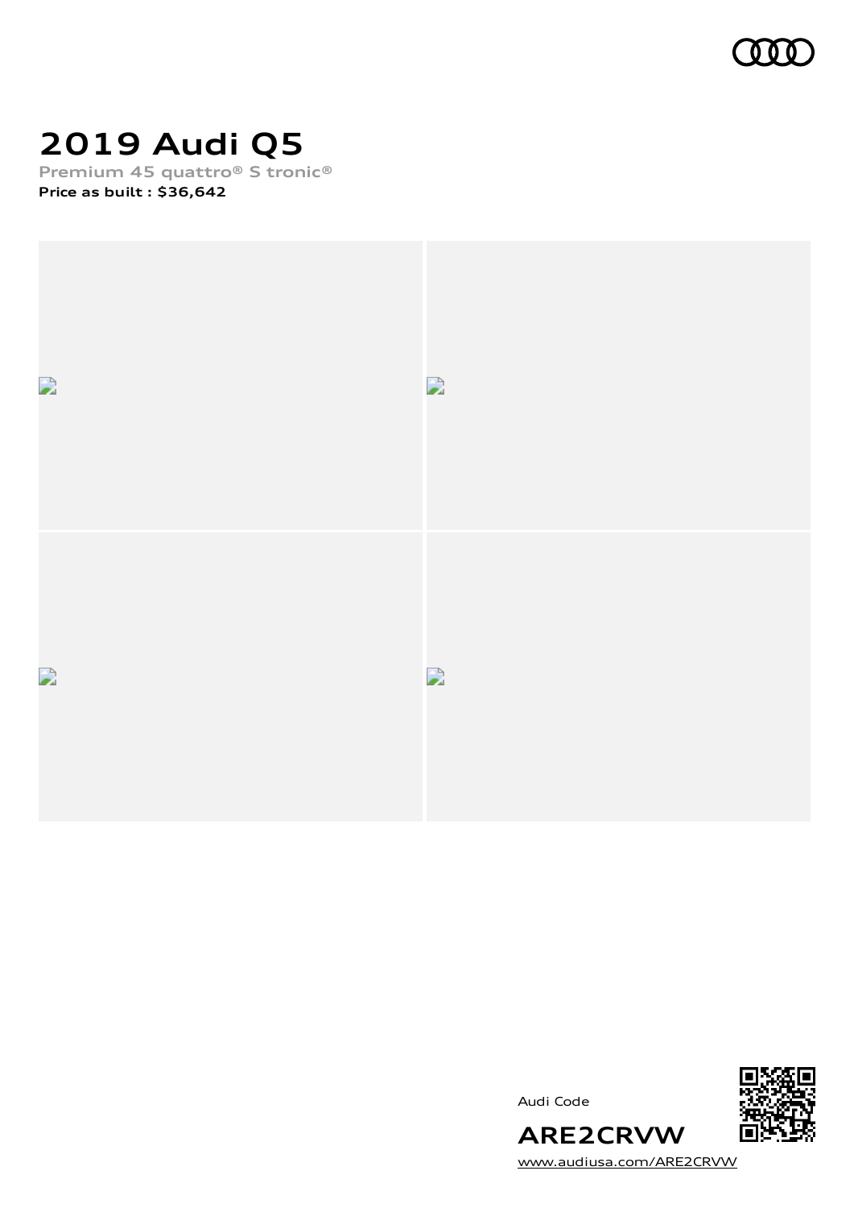# 2019 Audi Q5

**Premium 45 quattro® S tronic®**

**Price as built : $36,642**

Audi Code

**ARE2CRVW**

www.audiusa.com/ARE2CRVW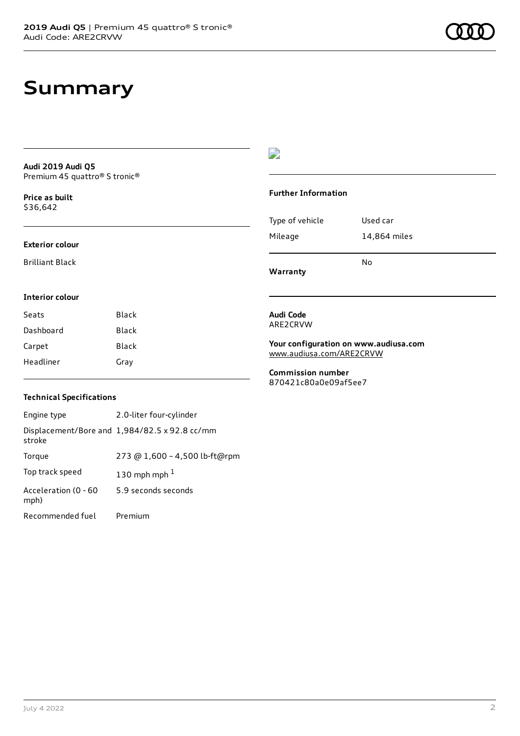# Summary

**Audi 2019 Audi Q5**
Premium 45 quattro® S tronic®

**Price as built**
$36,642

### Exterior colour

Brilliant Black

### Interior colour

| Seats | Black |
| --- | --- |
| Dashboard | Black |
| Carpet | Black |
| Headliner | Gray |

### Technical Specifications

| Engine type | 2.0-liter four-cylinder |
| --- | --- |
| Displacement/Bore and stroke | 1,984/82.5 x 92.8 cc/mm |
| Torque | 273 @ 1,600 – 4,500 lb-ft@rpm |
| Top track speed | 130 mph mph [1] |
| Acceleration (0 - 60 mph) | 5.9 seconds seconds |
| Recommended fuel | Premium |

### Further Information

| Type of vehicle | Used car |
| --- | --- |
| Mileage | 14,864 miles |
| **Warranty** | No |

**Audi Code**
ARE2CRVW

**Your configuration on www.audiusa.com**
www.audiusa.com/ARE2CRVW

**Commission number**
870421c80a0e09af5ee7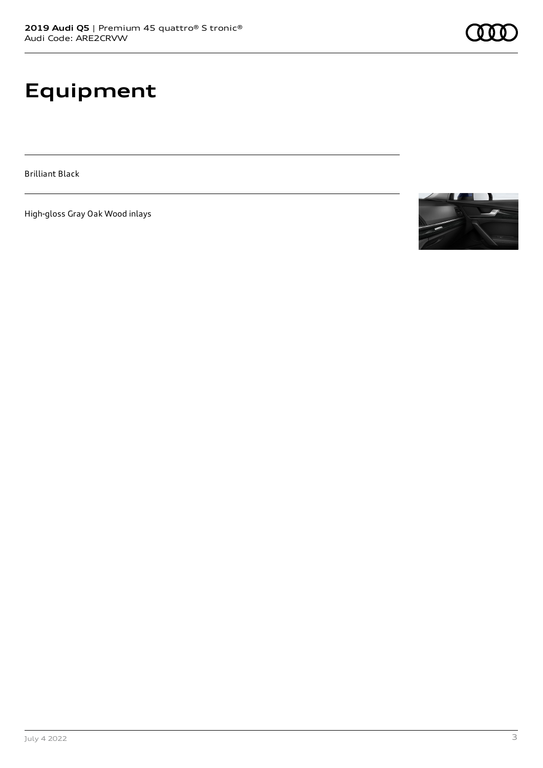# Equipment

Brilliant Black

High-gloss Gray Oak Wood inlays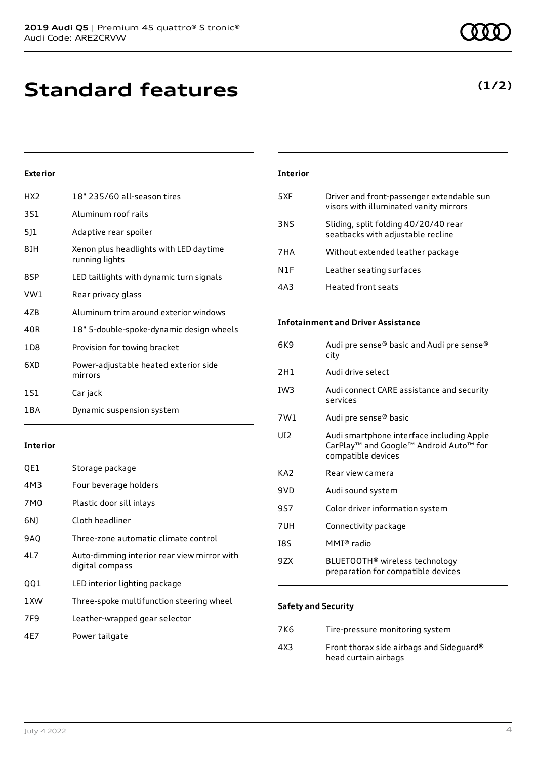# Standard features

**(1/2)**

### Exterior

| | |
|---|---|
| HX2 | 18" 235/60 all-season tires |
| 3S1 | Aluminum roof rails |
| 5J1 | Adaptive rear spoiler |
| 8IH | Xenon plus headlights with LED daytime running lights |
| 8SP | LED taillights with dynamic turn signals |
| VW1 | Rear privacy glass |
| 4ZB | Aluminum trim around exterior windows |
| 40R | 18" 5-double-spoke-dynamic design wheels |
| 1D8 | Provision for towing bracket |
| 6XD | Power-adjustable heated exterior side mirrors |
| 1S1 | Car jack |
| 1BA | Dynamic suspension system |

### Interior

| | |
|---|---|
| QE1 | Storage package |
| 4M3 | Four beverage holders |
| 7M0 | Plastic door sill inlays |
| 6NJ | Cloth headliner |
| 9AQ | Three-zone automatic climate control |
| 4L7 | Auto-dimming interior rear view mirror with digital compass |
| QQ1 | LED interior lighting package |
| 1XW | Three-spoke multifunction steering wheel |
| 7F9 | Leather-wrapped gear selector |
| 4E7 | Power tailgate |

### Interior

| | |
|---|---|
| 5XF | Driver and front-passenger extendable sun visors with illuminated vanity mirrors |
| 3NS | Sliding, split folding 40/20/40 rear seatbacks with adjustable recline |
| 7HA | Without extended leather package |
| N1F | Leather seating surfaces |
| 4A3 | Heated front seats |

### Infotainment and Driver Assistance

| | |
|---|---|
| 6K9 | Audi pre sense® basic and Audi pre sense® city |
| 2H1 | Audi drive select |
| IW3 | Audi connect CARE assistance and security services |
| 7W1 | Audi pre sense® basic |
| UI2 | Audi smartphone interface including Apple CarPlay™ and Google™ Android Auto™ for compatible devices |
| KA2 | Rear view camera |
| 9VD | Audi sound system |
| 9S7 | Color driver information system |
| 7UH | Connectivity package |
| I8S | MMI® radio |
| 9ZX | BLUETOOTH® wireless technology preparation for compatible devices |

### Safety and Security

| | |
|---|---|
| 7K6 | Tire-pressure monitoring system |
| 4X3 | Front thorax side airbags and Sideguard® head curtain airbags |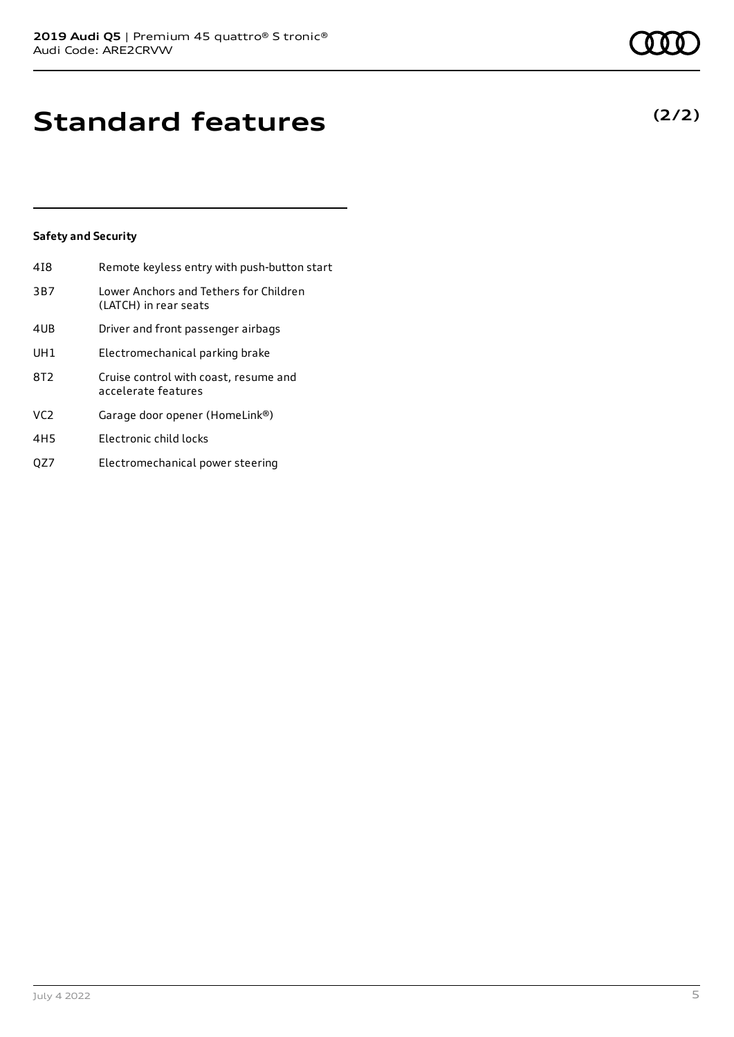# Standard features

**(2/2)**

### Safety and Security

| | |
|---|---|
| 4I8 | Remote keyless entry with push-button start |
| 3B7 | Lower Anchors and Tethers for Children (LATCH) in rear seats |
| 4UB | Driver and front passenger airbags |
| UH1 | Electromechanical parking brake |
| 8T2 | Cruise control with coast, resume and accelerate features |
| VC2 | Garage door opener (HomeLink®) |
| 4H5 | Electronic child locks |
| QZ7 | Electromechanical power steering |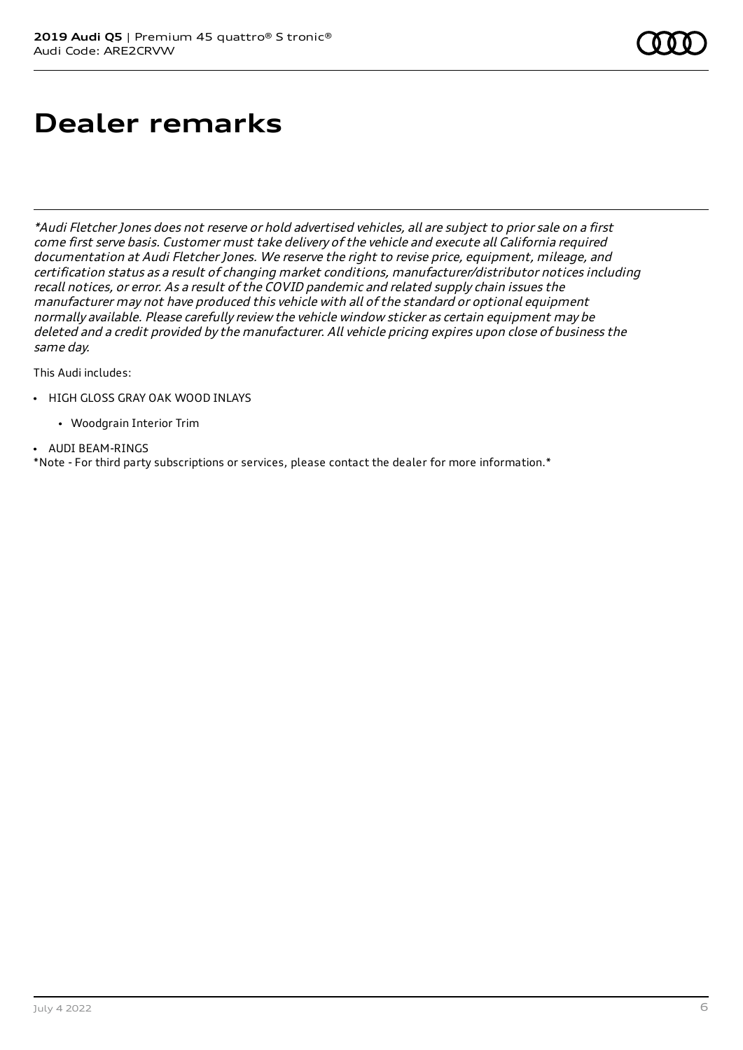# Dealer remarks

*\*Audi Fletcher Jones does not reserve or hold advertised vehicles, all are subject to prior sale on a first come first serve basis. Customer must take delivery of the vehicle and execute all California required documentation at Audi Fletcher Jones. We reserve the right to revise price, equipment, mileage, and certification status as a result of changing market conditions, manufacturer/distributor notices including recall notices, or error. As a result of the COVID pandemic and related supply chain issues the manufacturer may not have produced this vehicle with all of the standard or optional equipment normally available. Please carefully review the vehicle window sticker as certain equipment may be deleted and a credit provided by the manufacturer. All vehicle pricing expires upon close of business the same day.*

This Audi includes:

- HIGH GLOSS GRAY OAK WOOD INLAYS
    - Woodgrain Interior Trim
- AUDI BEAM-RINGS

*Note - For third party subscriptions or services, please contact the dealer for more information.*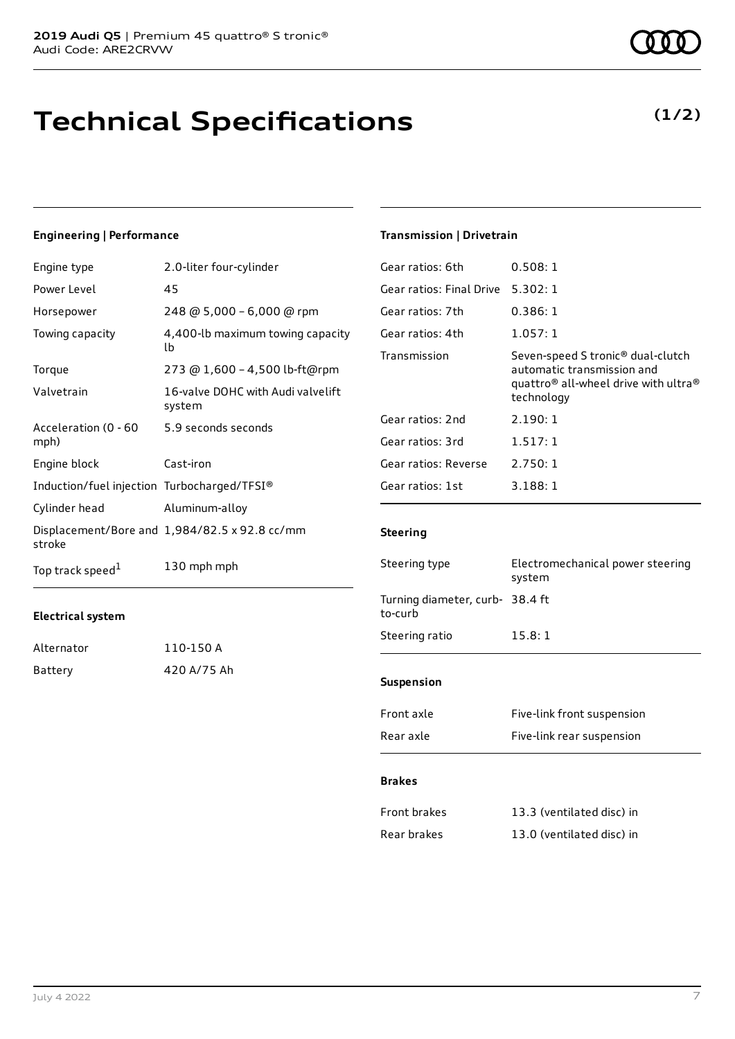# Technical Specifications

**(1/2)**

### Engineering | Performance

| | |
|---|---|
| Engine type | 2.0-liter four-cylinder |
| Power Level | 45 |
| Horsepower | 248 @ 5,000 – 6,000 @ rpm |
| Towing capacity | 4,400-lb maximum towing capacity lb |
| Torque | 273 @ 1,600 – 4,500 lb-ft@rpm |
| Valvetrain | 16-valve DOHC with Audi valvelift system |
| Acceleration (0 - 60 mph) | 5.9 seconds seconds |
| Engine block | Cast-iron |
| Induction/fuel injection | Turbocharged/TFSI® |
| Cylinder head | Aluminum-alloy |
| Displacement/Bore and stroke | 1,984/82.5 x 92.8 cc/mm |
| Top track speed[1] | 130 mph mph |

### Electrical system

| | |
|---|---|
| Alternator | 110-150 A |
| Battery | 420 A/75 Ah |

### Transmission | Drivetrain

| | |
|---|---|
| Gear ratios: 6th | 0.508: 1 |
| Gear ratios: Final Drive | 5.302: 1 |
| Gear ratios: 7th | 0.386: 1 |
| Gear ratios: 4th | 1.057: 1 |
| Transmission | Seven-speed S tronic® dual-clutch automatic transmission and quattro® all-wheel drive with ultra® technology |
| Gear ratios: 2nd | 2.190: 1 |
| Gear ratios: 3rd | 1.517: 1 |
| Gear ratios: Reverse | 2.750: 1 |
| Gear ratios: 1st | 3.188: 1 |

### Steering

| | |
|---|---|
| Steering type | Electromechanical power steering system |
| Turning diameter, curb-to-curb | 38.4 ft |
| Steering ratio | 15.8: 1 |

### Suspension

| | |
|---|---|
| Front axle | Five-link front suspension |
| Rear axle | Five-link rear suspension |

### Brakes

| | |
|---|---|
| Front brakes | 13.3 (ventilated disc) in |
| Rear brakes | 13.0 (ventilated disc) in |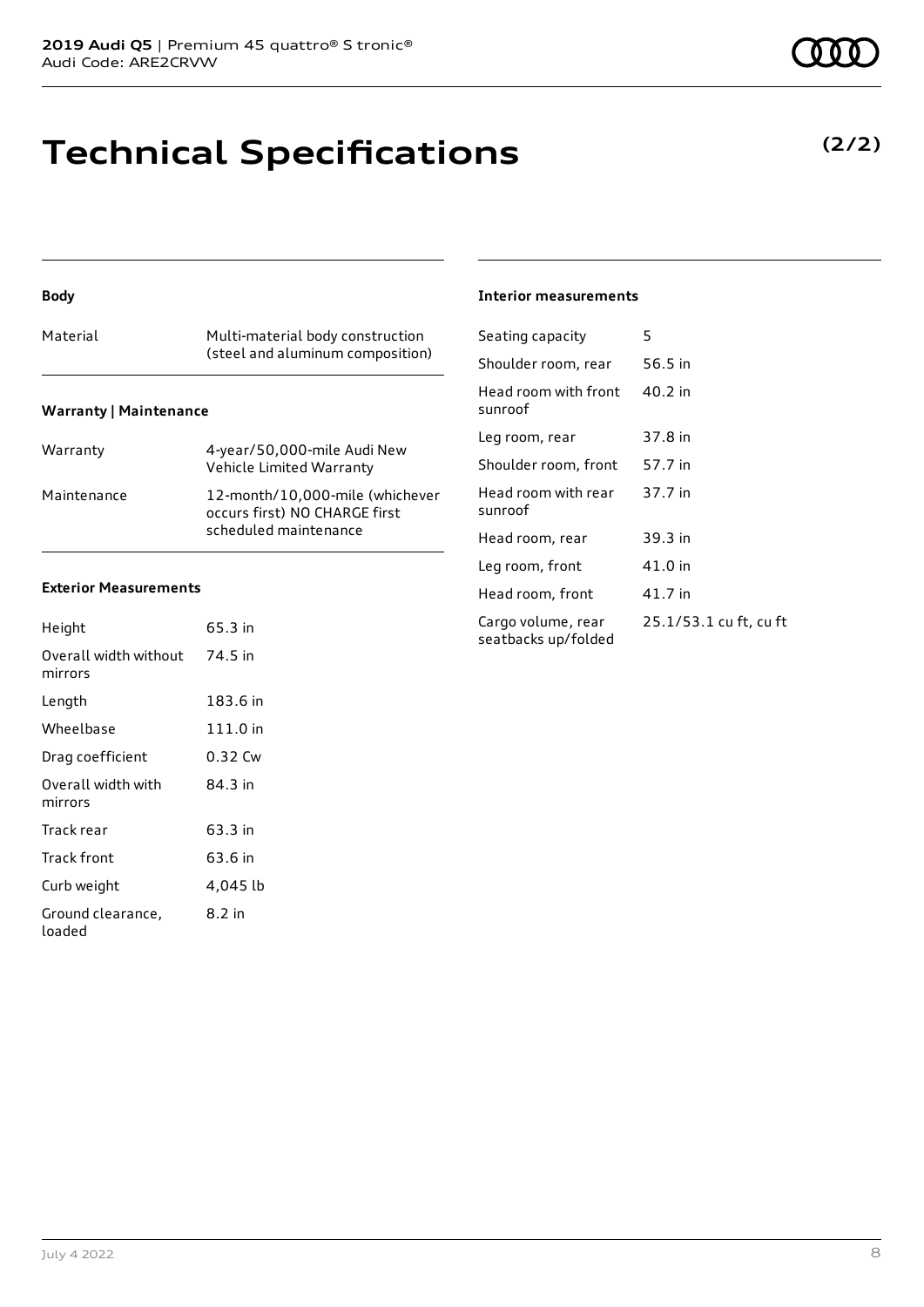# Technical Specifications

**(2/2)**

### Body

| | |
|---|---|
| Material | Multi-material body construction (steel and aluminum composition) |

### Warranty | Maintenance

| | |
|---|---|
| Warranty | 4-year/50,000-mile Audi New Vehicle Limited Warranty |
| Maintenance | 12-month/10,000-mile (whichever occurs first) NO CHARGE first scheduled maintenance |

### Exterior Measurements

| | |
|---|---|
| Height | 65.3 in |
| Overall width without mirrors | 74.5 in |
| Length | 183.6 in |
| Wheelbase | 111.0 in |
| Drag coefficient | 0.32 Cw |
| Overall width with mirrors | 84.3 in |
| Track rear | 63.3 in |
| Track front | 63.6 in |
| Curb weight | 4,045 lb |
| Ground clearance, loaded | 8.2 in |

### Interior measurements

| | |
|---|---|
| Seating capacity | 5 |
| Shoulder room, rear | 56.5 in |
| Head room with front sunroof | 40.2 in |
| Leg room, rear | 37.8 in |
| Shoulder room, front | 57.7 in |
| Head room with rear sunroof | 37.7 in |
| Head room, rear | 39.3 in |
| Leg room, front | 41.0 in |
| Head room, front | 41.7 in |
| Cargo volume, rear seatbacks up/folded | 25.1/53.1 cu ft, cu ft |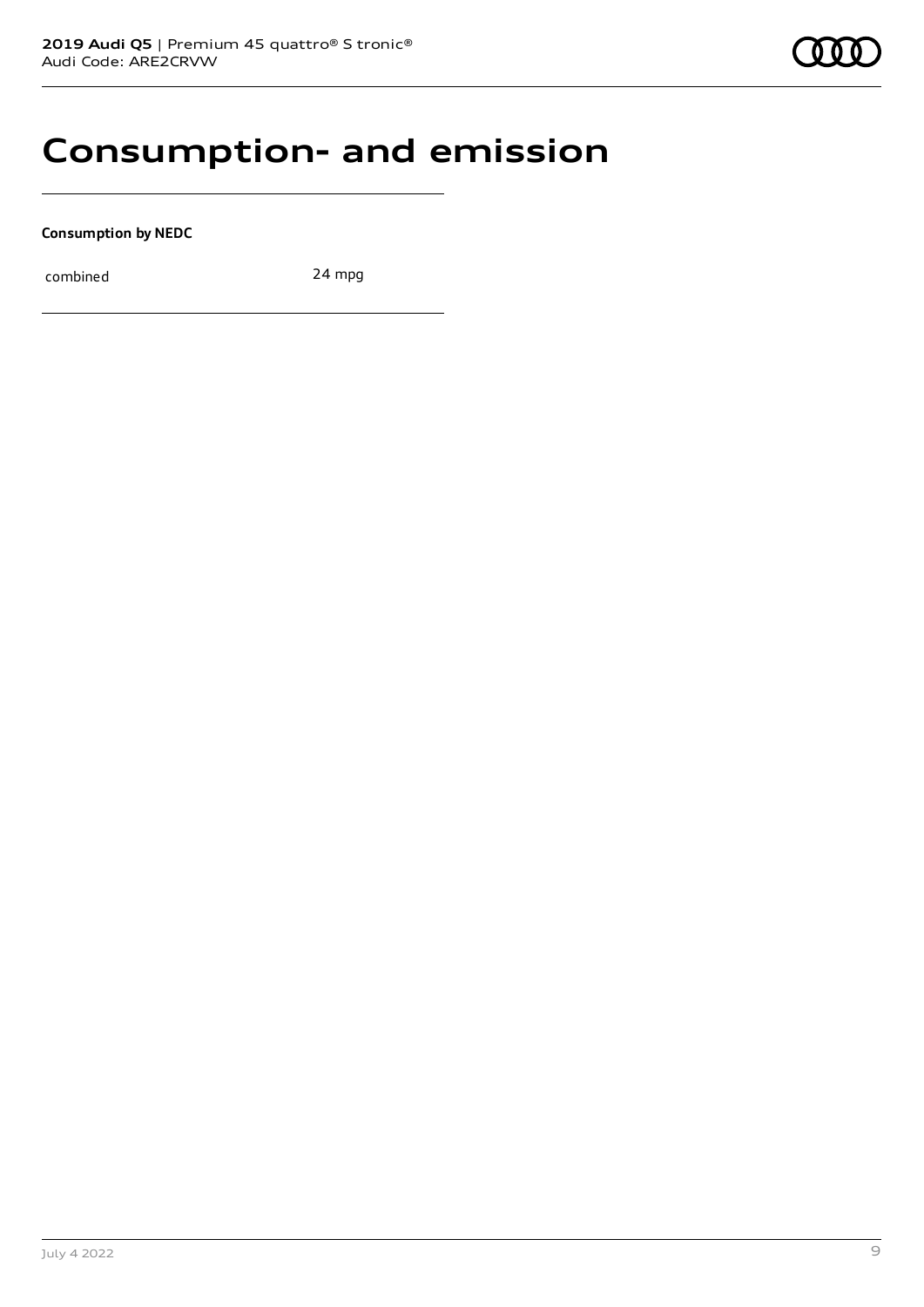# Consumption- and emission

**Consumption by NEDC**

| combined | 24 mpg |
| --- | --- |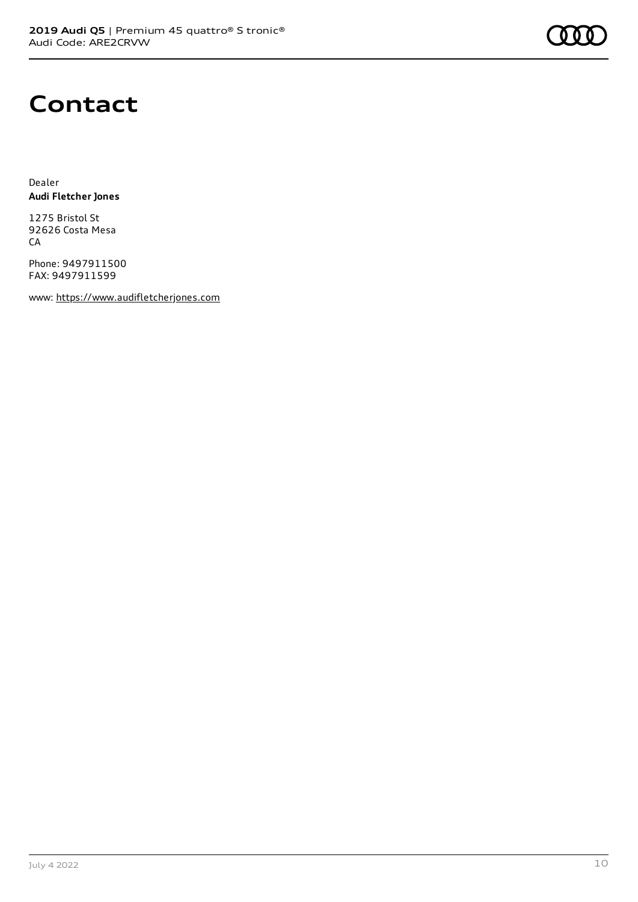# Contact

Dealer
**Audi Fletcher Jones**

1275 Bristol St
92626 Costa Mesa
CA

Phone: 9497911500
FAX: 9497911599

www: https://www.audifletcherjones.com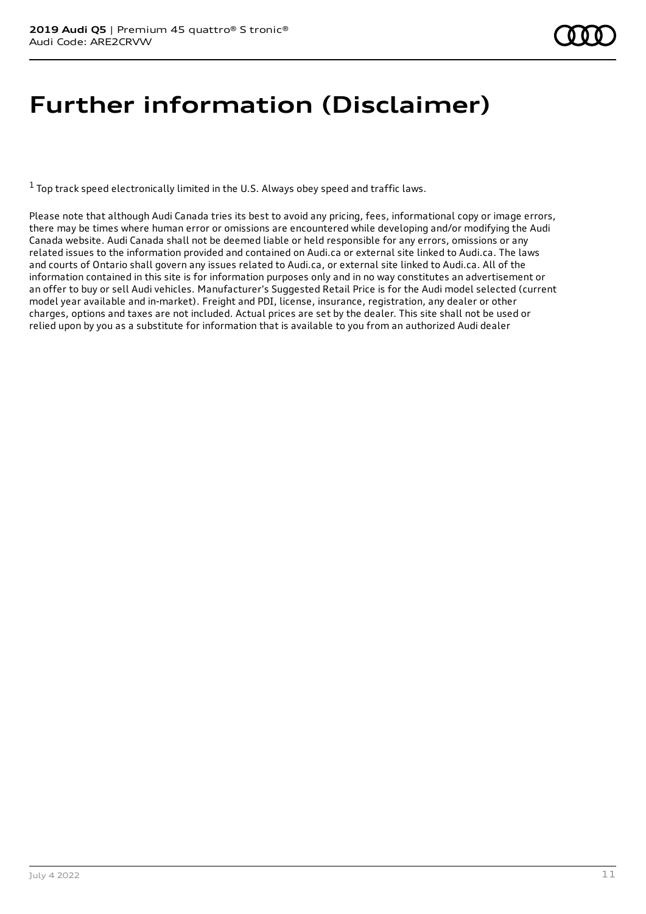# Further information (Disclaimer)

[1] Top track speed electronically limited in the U.S. Always obey speed and traffic laws.

Please note that although Audi Canada tries its best to avoid any pricing, fees, informational copy or image errors, there may be times where human error or omissions are encountered while developing and/or modifying the Audi Canada website. Audi Canada shall not be deemed liable or held responsible for any errors, omissions or any related issues to the information provided and contained on Audi.ca or external site linked to Audi.ca. The laws and courts of Ontario shall govern any issues related to Audi.ca, or external site linked to Audi.ca. All of the information contained in this site is for information purposes only and in no way constitutes an advertisement or an offer to buy or sell Audi vehicles. Manufacturer's Suggested Retail Price is for the Audi model selected (current model year available and in-market). Freight and PDI, license, insurance, registration, any dealer or other charges, options and taxes are not included. Actual prices are set by the dealer. This site shall not be used or relied upon by you as a substitute for information that is available to you from an authorized Audi dealer